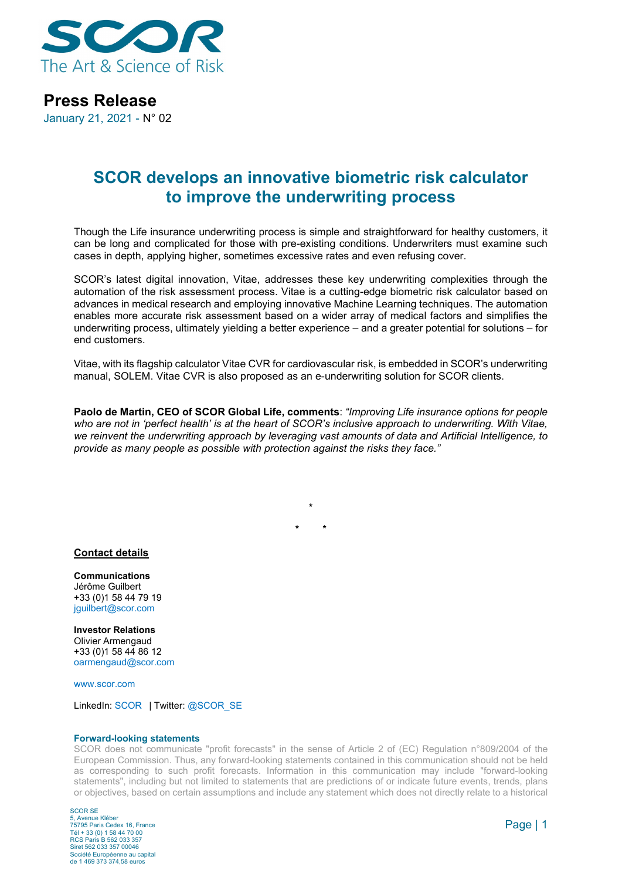# Press Release

January 21, 2021 - N° 02

## SCOR develops an innovative biometric risk calculator to improve the underwriting process

Though the Life insurance underwriting process is simple and straightforward for healthy customers, it can be long and complicated for those with pre-existing conditions. Underwriters must examine such cases in depth, applying higher, sometimes excessive rates and even refusing cover.

SCOR's latest digital innovation, Vitae, addresses these key underwriting complexities through the automation of the risk assessment process. Vitae is a cutting-edge biometric risk calculator based on advances in medical research and employing innovative Machine Learning techniques. The automation enables more accurate risk assessment based on a wider array of medical factors and simplifies the underwriting process, ultimately yielding a better experience – and a greater potential for solutions – for end customers.

Vitae, with its flagship calculator Vitae CVR for cardiovascular risk, is embedded in SCOR's underwriting manual, SOLEM. Vitae CVR is also proposed as an e-underwriting solution for SCOR clients.

**Paolo de Martin, CEO of SCOR Global Life, comments**: *"Improving Life insurance options for people who are not in 'perfect health' is at the heart of SCOR's inclusive approach to underwriting. With Vitae, we reinvent the underwriting approach by leveraging vast amounts of data and Artificial Intelligence, to provide as many people as possible with protection against the risks they face."*

*

\*        *

**Contact details**

**Communications**
Jérôme Guilbert
+33 (0)1 58 44 79 19
jguilbert@scor.com

**Investor Relations**
Olivier Armengaud
+33 (0)1 58 44 86 12
oarmengaud@scor.com

www.scor.com

LinkedIn: SCOR | Twitter: @SCOR_SE

**Forward-looking statements**

SCOR does not communicate "profit forecasts" in the sense of Article 2 of (EC) Regulation n°809/2004 of the European Commission. Thus, any forward-looking statements contained in this communication should not be held as corresponding to such profit forecasts. Information in this communication may include "forward-looking statements", including but not limited to statements that are predictions of or indicate future events, trends, plans or objectives, based on certain assumptions and include any statement which does not directly relate to a historical

SCOR SE
5, Avenue Kléber
75795 Paris Cedex 16, France
Tél + 33 (0) 1 58 44 70 00
RCS Paris B 562 033 357
Siret 562 033 357 00046
Société Européenne au capital de 1 469 373 374,58 euros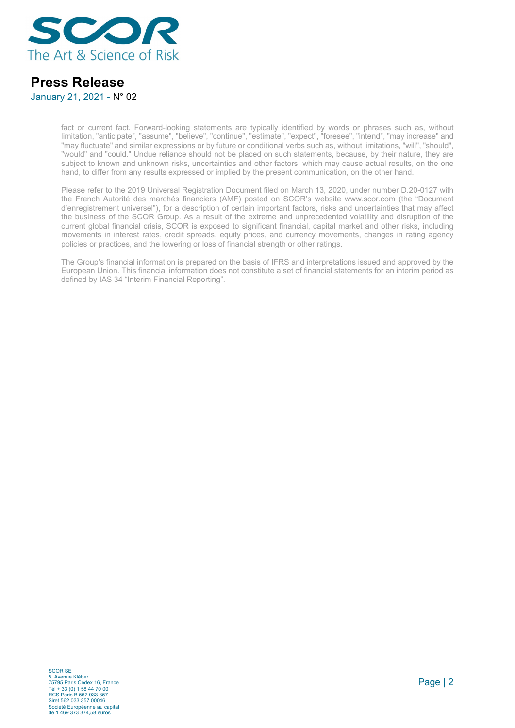fact or current fact. Forward-looking statements are typically identified by words or phrases such as, without limitation, "anticipate", "assume", "believe", "continue", "estimate", "expect", "foresee", "intend", "may increase" and "may fluctuate" and similar expressions or by future or conditional verbs such as, without limitations, "will", "should", "would" and "could." Undue reliance should not be placed on such statements, because, by their nature, they are subject to known and unknown risks, uncertainties and other factors, which may cause actual results, on the one hand, to differ from any results expressed or implied by the present communication, on the other hand.

Please refer to the 2019 Universal Registration Document filed on March 13, 2020, under number D.20-0127 with the French Autorité des marchés financiers (AMF) posted on SCOR's website www.scor.com (the "Document d'enregistrement universel"), for a description of certain important factors, risks and uncertainties that may affect the business of the SCOR Group. As a result of the extreme and unprecedented volatility and disruption of the current global financial crisis, SCOR is exposed to significant financial, capital market and other risks, including movements in interest rates, credit spreads, equity prices, and currency movements, changes in rating agency policies or practices, and the lowering or loss of financial strength or other ratings.

The Group's financial information is prepared on the basis of IFRS and interpretations issued and approved by the European Union. This financial information does not constitute a set of financial statements for an interim period as defined by IAS 34 "Interim Financial Reporting".